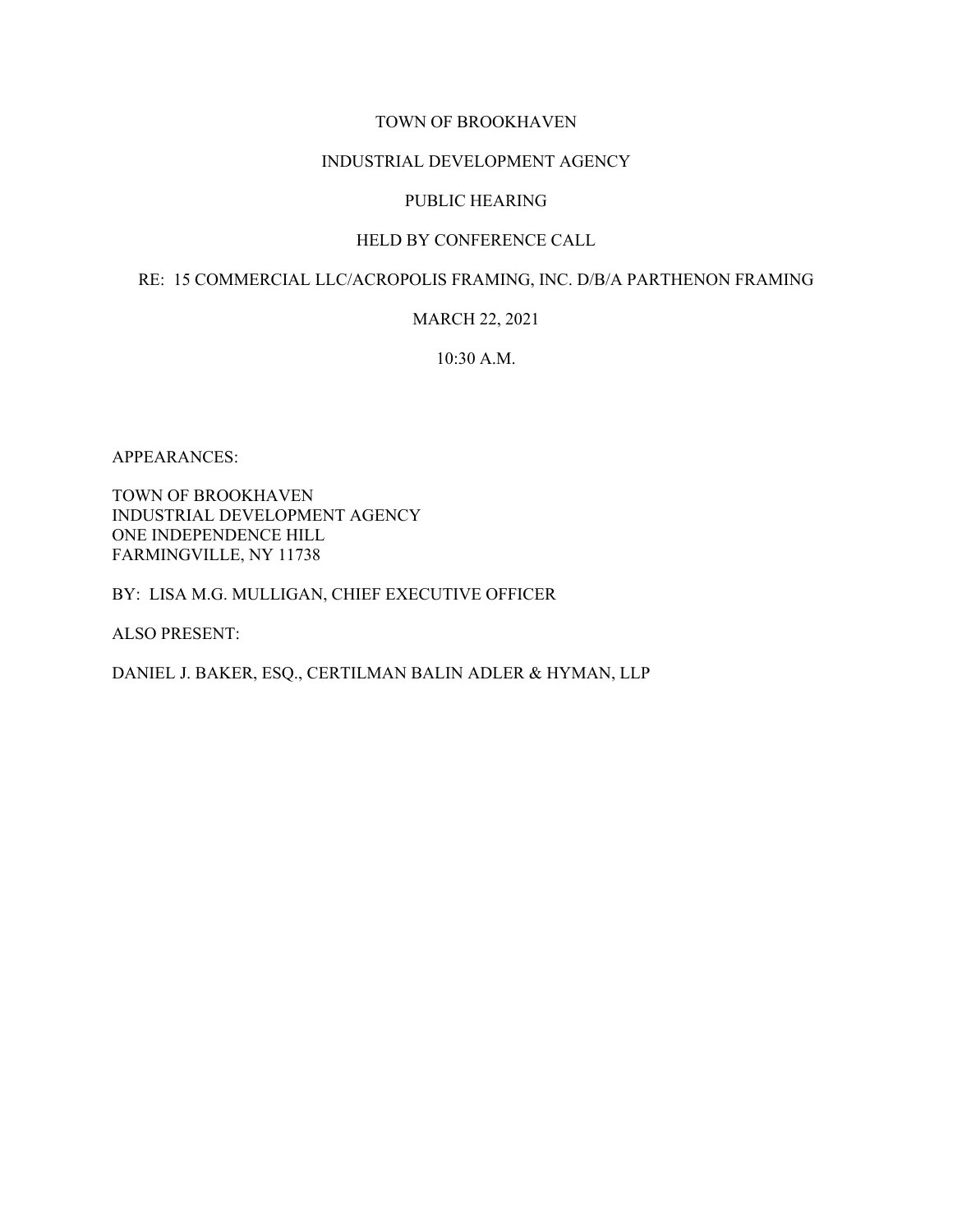TOWN OF BROOKHAVEN

INDUSTRIAL DEVELOPMENT AGENCY

PUBLIC HEARING

HELD BY CONFERENCE CALL

RE: 15 COMMERCIAL LLC/ACROPOLIS FRAMING, INC. D/B/A PARTHENON FRAMING

MARCH 22, 2021

10:30 A.M.

APPEARANCES:

TOWN OF BROOKHAVEN
INDUSTRIAL DEVELOPMENT AGENCY
ONE INDEPENDENCE HILL
FARMINGVILLE, NY 11738

BY: LISA M.G. MULLIGAN, CHIEF EXECUTIVE OFFICER

ALSO PRESENT:

DANIEL J. BAKER, ESQ., CERTILMAN BALIN ADLER & HYMAN, LLP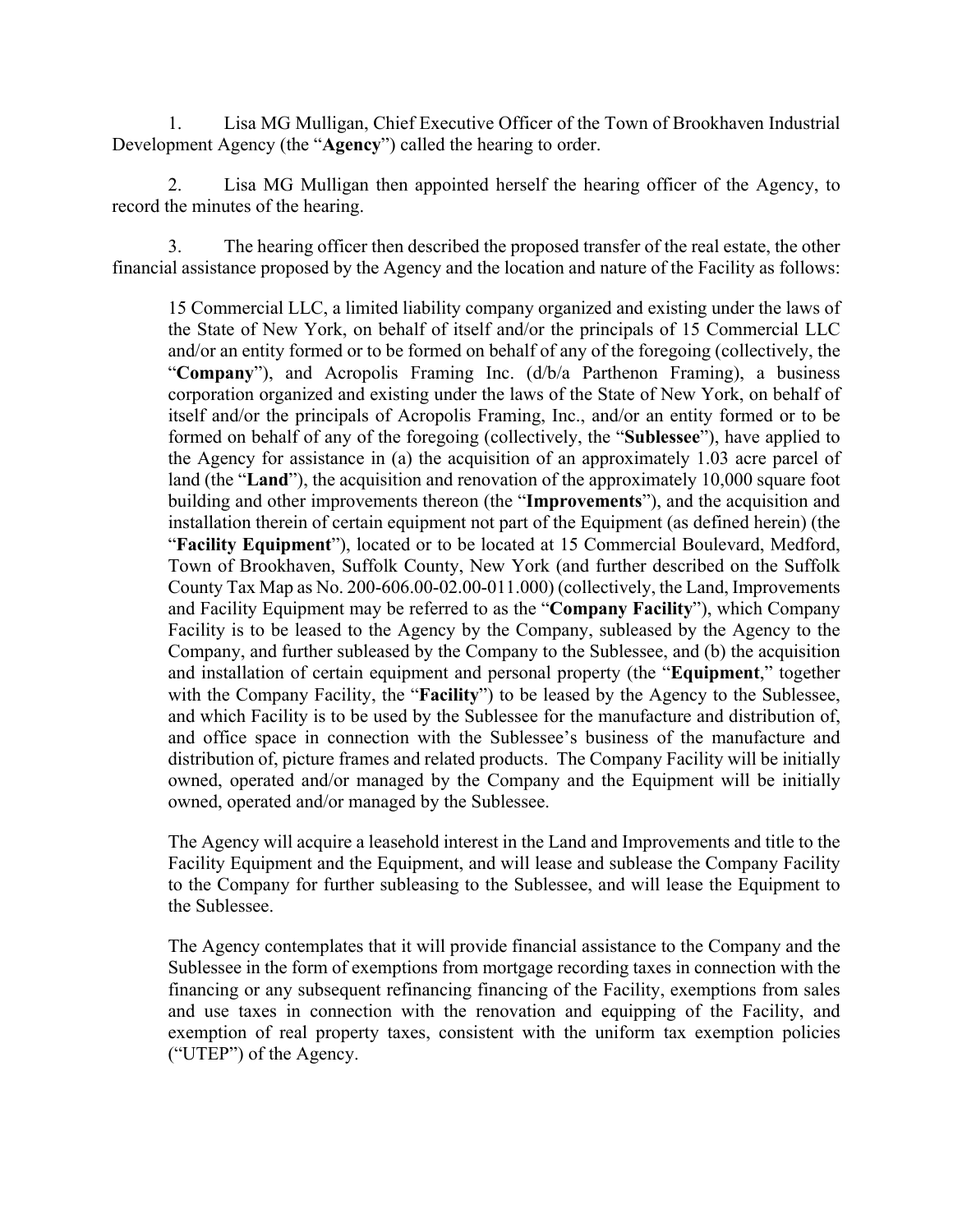1. Lisa MG Mulligan, Chief Executive Officer of the Town of Brookhaven Industrial Development Agency (the "**Agency**") called the hearing to order.

2. Lisa MG Mulligan then appointed herself the hearing officer of the Agency, to record the minutes of the hearing.

3. The hearing officer then described the proposed transfer of the real estate, the other financial assistance proposed by the Agency and the location and nature of the Facility as follows:

> 15 Commercial LLC, a limited liability company organized and existing under the laws of the State of New York, on behalf of itself and/or the principals of 15 Commercial LLC and/or an entity formed or to be formed on behalf of any of the foregoing (collectively, the "**Company**"), and Acropolis Framing Inc. (d/b/a Parthenon Framing), a business corporation organized and existing under the laws of the State of New York, on behalf of itself and/or the principals of Acropolis Framing, Inc., and/or an entity formed or to be formed on behalf of any of the foregoing (collectively, the "**Sublessee**"), have applied to the Agency for assistance in (a) the acquisition of an approximately 1.03 acre parcel of land (the "**Land**"), the acquisition and renovation of the approximately 10,000 square foot building and other improvements thereon (the "**Improvements**"), and the acquisition and installation therein of certain equipment not part of the Equipment (as defined herein) (the "**Facility Equipment**"), located or to be located at 15 Commercial Boulevard, Medford, Town of Brookhaven, Suffolk County, New York (and further described on the Suffolk County Tax Map as No. 200-606.00-02.00-011.000) (collectively, the Land, Improvements and Facility Equipment may be referred to as the "**Company Facility**"), which Company Facility is to be leased to the Agency by the Company, subleased by the Agency to the Company, and further subleased by the Company to the Sublessee, and (b) the acquisition and installation of certain equipment and personal property (the "**Equipment**," together with the Company Facility, the "**Facility**") to be leased by the Agency to the Sublessee, and which Facility is to be used by the Sublessee for the manufacture and distribution of, and office space in connection with the Sublessee's business of the manufacture and distribution of, picture frames and related products. The Company Facility will be initially owned, operated and/or managed by the Company and the Equipment will be initially owned, operated and/or managed by the Sublessee.
>
> The Agency will acquire a leasehold interest in the Land and Improvements and title to the Facility Equipment and the Equipment, and will lease and sublease the Company Facility to the Company for further subleasing to the Sublessee, and will lease the Equipment to the Sublessee.
>
> The Agency contemplates that it will provide financial assistance to the Company and the Sublessee in the form of exemptions from mortgage recording taxes in connection with the financing or any subsequent refinancing financing of the Facility, exemptions from sales and use taxes in connection with the renovation and equipping of the Facility, and exemption of real property taxes, consistent with the uniform tax exemption policies ("UTEP") of the Agency.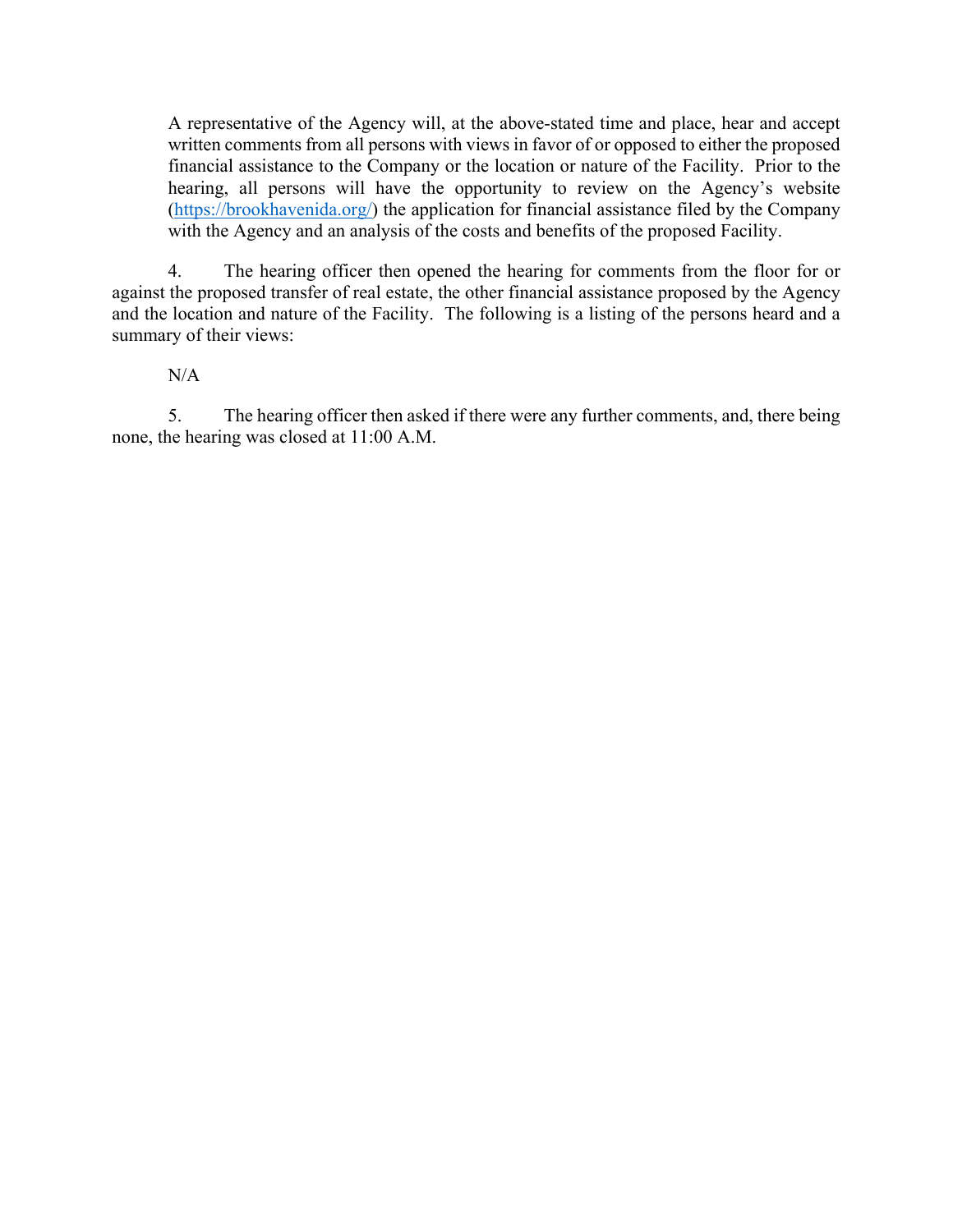A representative of the Agency will, at the above-stated time and place, hear and accept written comments from all persons with views in favor of or opposed to either the proposed financial assistance to the Company or the location or nature of the Facility. Prior to the hearing, all persons will have the opportunity to review on the Agency's website (https://brookhavenida.org/) the application for financial assistance filed by the Company with the Agency and an analysis of the costs and benefits of the proposed Facility.

4. The hearing officer then opened the hearing for comments from the floor for or against the proposed transfer of real estate, the other financial assistance proposed by the Agency and the location and nature of the Facility. The following is a listing of the persons heard and a summary of their views:

N/A

5. The hearing officer then asked if there were any further comments, and, there being none, the hearing was closed at 11:00 A.M.